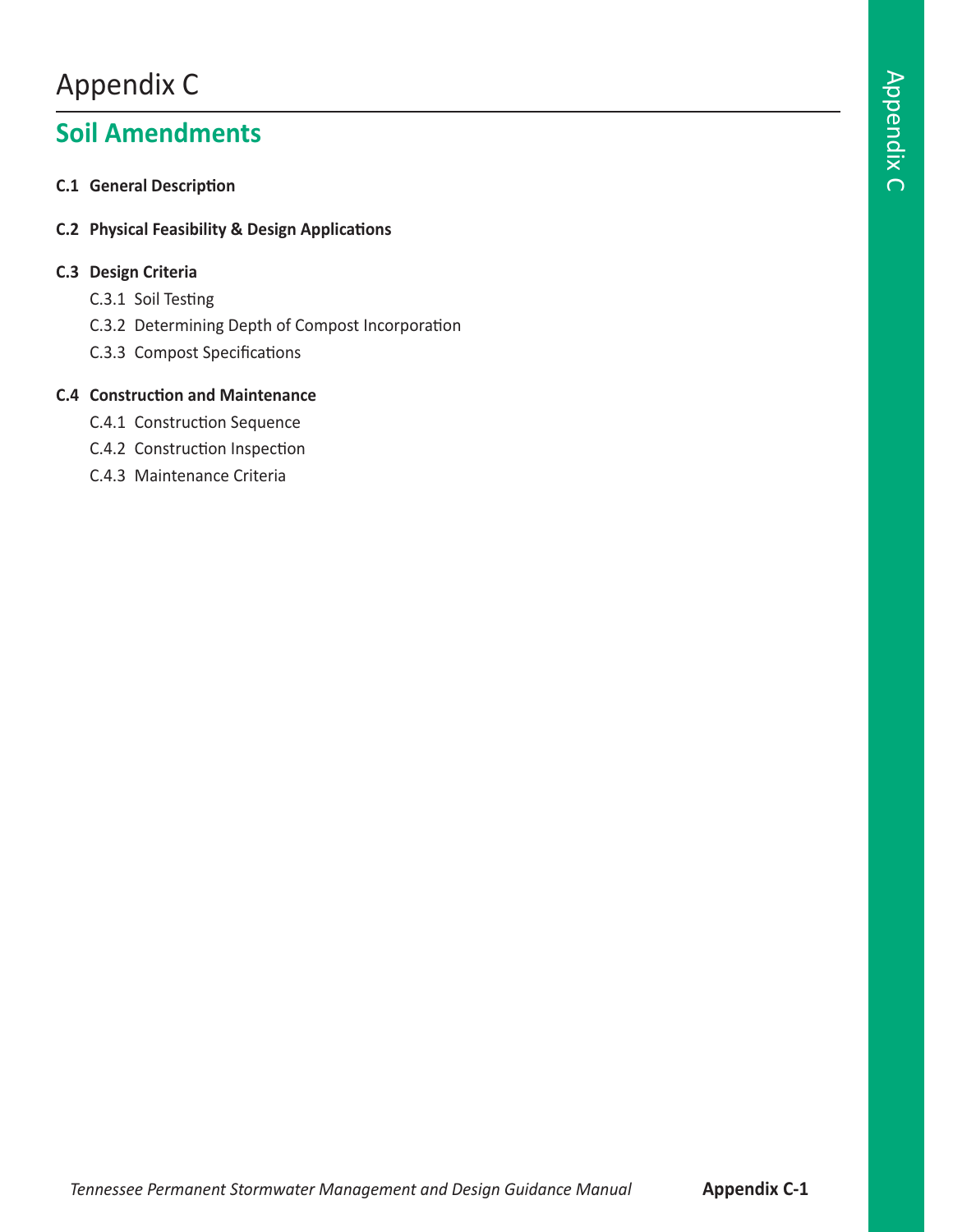# Appendix C

## Soil Amendments

**C.1 General Description**

**C.2 Physical Feasibility & Design Applications**

**C.3 Design Criteria**

- C.3.1 Soil Testing
- C.3.2 Determining Depth of Compost Incorporation
- C.3.3 Compost Specifications

**C.4 Construction and Maintenance**

- C.4.1 Construction Sequence
- C.4.2 Construction Inspection
- C.4.3 Maintenance Criteria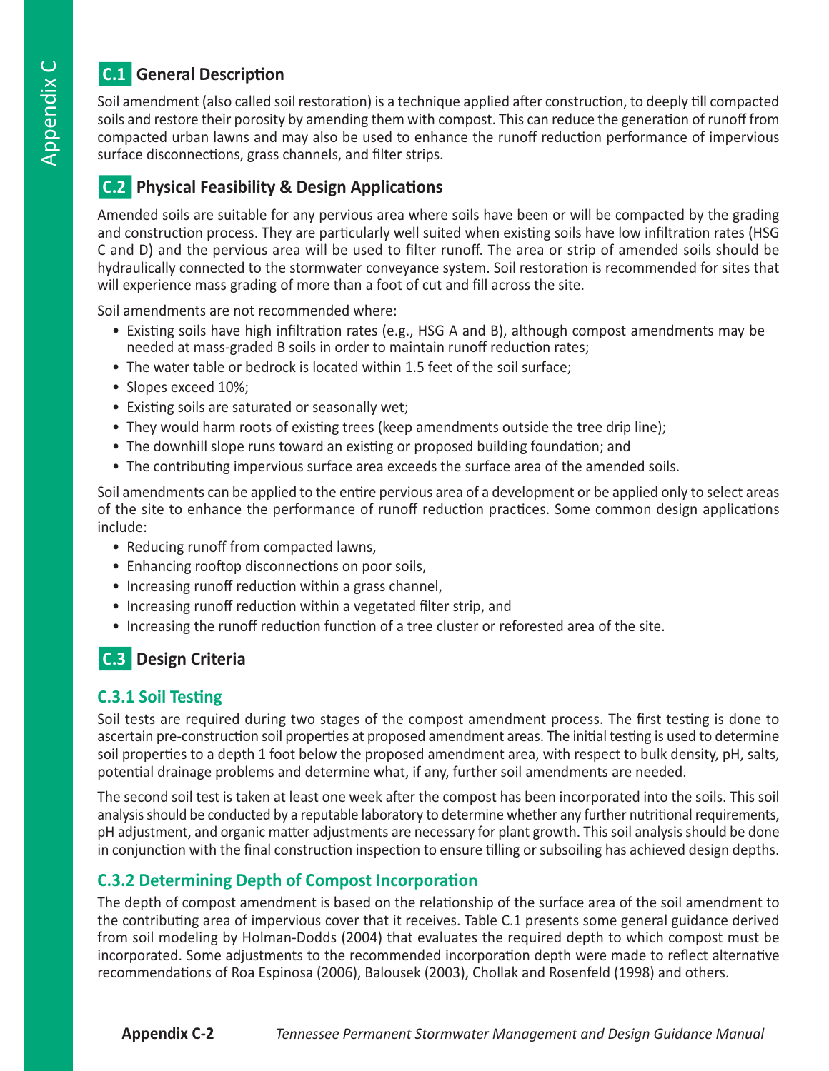## C.1 General Description

Soil amendment (also called soil restoration) is a technique applied after construction, to deeply till compacted soils and restore their porosity by amending them with compost. This can reduce the generation of runoff from compacted urban lawns and may also be used to enhance the runoff reduction performance of impervious surface disconnections, grass channels, and filter strips.

## C.2 Physical Feasibility & Design Applications

Amended soils are suitable for any pervious area where soils have been or will be compacted by the grading and construction process. They are particularly well suited when existing soils have low infiltration rates (HSG C and D) and the pervious area will be used to filter runoff. The area or strip of amended soils should be hydraulically connected to the stormwater conveyance system. Soil restoration is recommended for sites that will experience mass grading of more than a foot of cut and fill across the site.

Soil amendments are not recommended where:

- Existing soils have high infiltration rates (e.g., HSG A and B), although compost amendments may be needed at mass-graded B soils in order to maintain runoff reduction rates;
- The water table or bedrock is located within 1.5 feet of the soil surface;
- Slopes exceed 10%;
- Existing soils are saturated or seasonally wet;
- They would harm roots of existing trees (keep amendments outside the tree drip line);
- The downhill slope runs toward an existing or proposed building foundation; and
- The contributing impervious surface area exceeds the surface area of the amended soils.

Soil amendments can be applied to the entire pervious area of a development or be applied only to select areas of the site to enhance the performance of runoff reduction practices. Some common design applications include:

- Reducing runoff from compacted lawns,
- Enhancing rooftop disconnections on poor soils,
- Increasing runoff reduction within a grass channel,
- Increasing runoff reduction within a vegetated filter strip, and
- Increasing the runoff reduction function of a tree cluster or reforested area of the site.

## C.3 Design Criteria

### C.3.1 Soil Testing

Soil tests are required during two stages of the compost amendment process. The first testing is done to ascertain pre-construction soil properties at proposed amendment areas. The initial testing is used to determine soil properties to a depth 1 foot below the proposed amendment area, with respect to bulk density, pH, salts, potential drainage problems and determine what, if any, further soil amendments are needed.

The second soil test is taken at least one week after the compost has been incorporated into the soils. This soil analysis should be conducted by a reputable laboratory to determine whether any further nutritional requirements, pH adjustment, and organic matter adjustments are necessary for plant growth. This soil analysis should be done in conjunction with the final construction inspection to ensure tilling or subsoiling has achieved design depths.

### C.3.2 Determining Depth of Compost Incorporation

The depth of compost amendment is based on the relationship of the surface area of the soil amendment to the contributing area of impervious cover that it receives. Table C.1 presents some general guidance derived from soil modeling by Holman-Dodds (2004) that evaluates the required depth to which compost must be incorporated. Some adjustments to the recommended incorporation depth were made to reflect alternative recommendations of Roa Espinosa (2006), Balousek (2003), Chollak and Rosenfeld (1998) and others.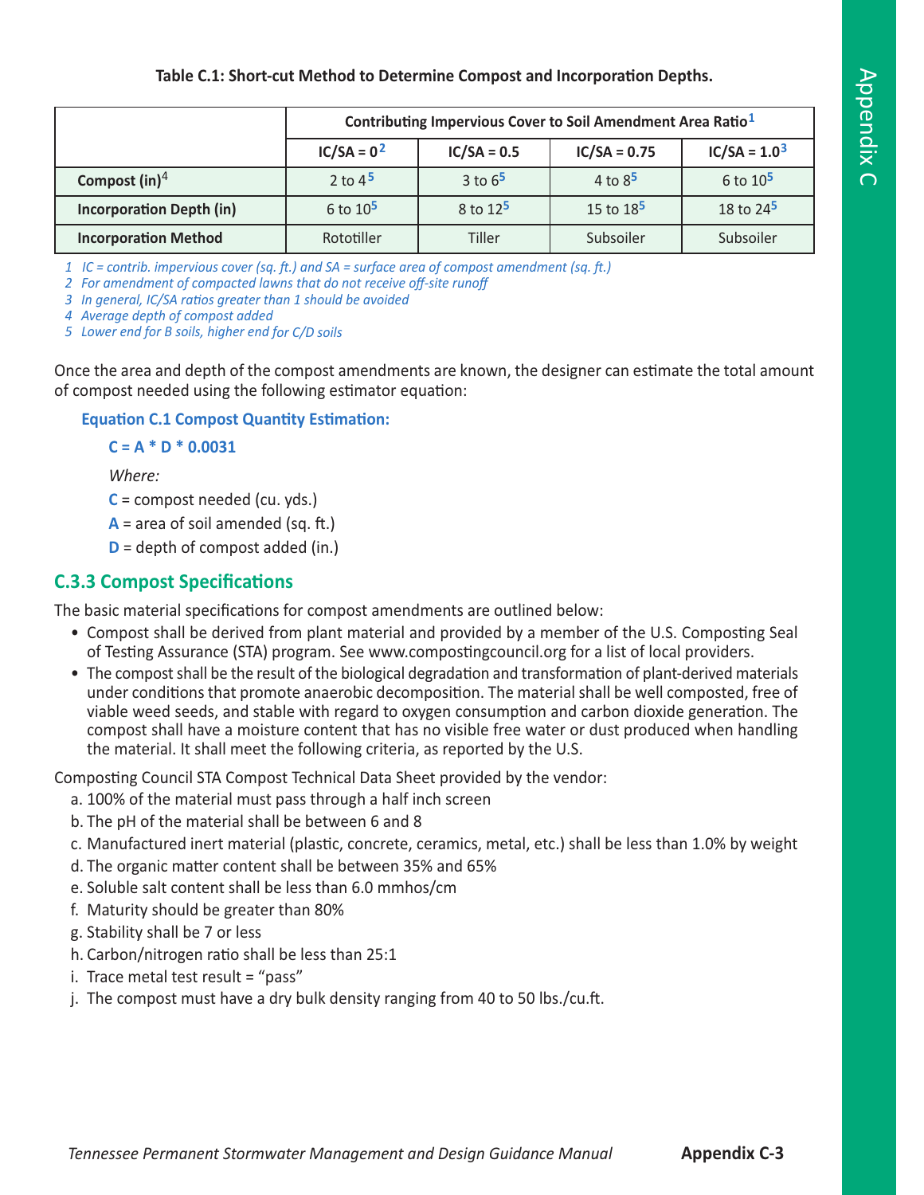**Table C.1: Short-cut Method to Determine Compost and Incorporation Depths.**

| | Contributing Impervious Cover to Soil Amendment Area Ratio[1] | | | |
|---|---|---|---|---|
| | IC/SA = 0[2] | IC/SA = 0.5 | IC/SA = 0.75 | IC/SA = 1.0[3] |
| **Compost (in)**[4] | 2 to 4[5] | 3 to 6[5] | 4 to 8[5] | 6 to 10[5] |
| **Incorporation Depth (in)** | 6 to 10[5] | 8 to 12[5] | 15 to 18[5] | 18 to 24[5] |
| **Incorporation Method** | Rototiller | Tiller | Subsoiler | Subsoiler |

*1 IC = contrib. impervious cover (sq. ft.) and SA = surface area of compost amendment (sq. ft.)*
*2 For amendment of compacted lawns that do not receive off-site runoff*
*3 In general, IC/SA ratios greater than 1 should be avoided*
*4 Average depth of compost added*
*5 Lower end for B soils, higher end for C/D soils*

Once the area and depth of the compost amendments are known, the designer can estimate the total amount of compost needed using the following estimator equation:

**Equation C.1 Compost Quantity Estimation:**

$$C = A * D * 0.0031$$

*Where:*

**C** = compost needed (cu. yds.)

**A** = area of soil amended (sq. ft.)

**D** = depth of compost added (in.)

## C.3.3 Compost Specifications

The basic material specifications for compost amendments are outlined below:

- Compost shall be derived from plant material and provided by a member of the U.S. Composting Seal of Testing Assurance (STA) program. See www.compostingcouncil.org for a list of local providers.
- The compost shall be the result of the biological degradation and transformation of plant-derived materials under conditions that promote anaerobic decomposition. The material shall be well composted, free of viable weed seeds, and stable with regard to oxygen consumption and carbon dioxide generation. The compost shall have a moisture content that has no visible free water or dust produced when handling the material. It shall meet the following criteria, as reported by the U.S.

Composting Council STA Compost Technical Data Sheet provided by the vendor:

a. 100% of the material must pass through a half inch screen
b. The pH of the material shall be between 6 and 8
c. Manufactured inert material (plastic, concrete, ceramics, metal, etc.) shall be less than 1.0% by weight
d. The organic matter content shall be between 35% and 65%
e. Soluble salt content shall be less than 6.0 mmhos/cm
f. Maturity should be greater than 80%
g. Stability shall be 7 or less
h. Carbon/nitrogen ratio shall be less than 25:1
i. Trace metal test result = "pass"
j. The compost must have a dry bulk density ranging from 40 to 50 lbs./cu.ft.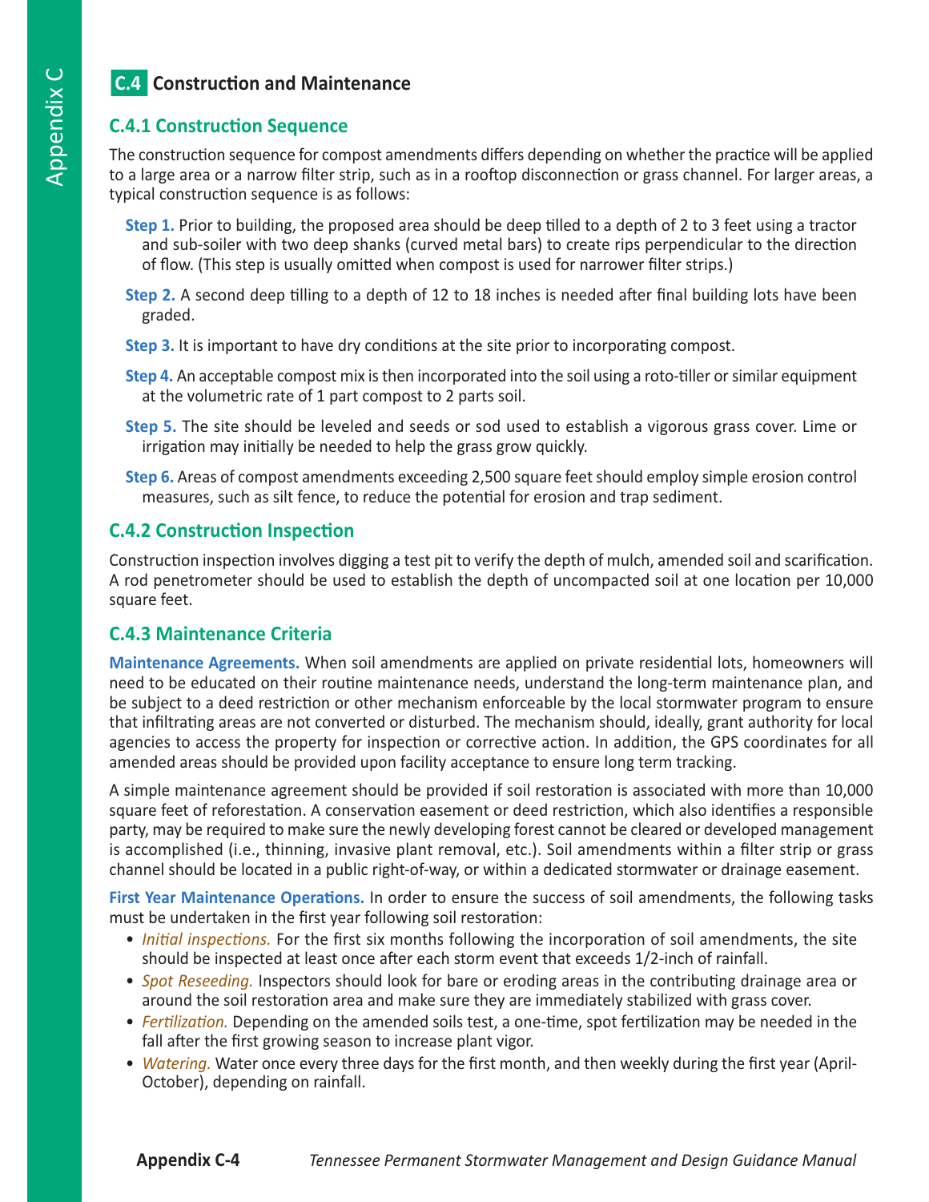## C.4 Construction and Maintenance

### C.4.1 Construction Sequence

The construction sequence for compost amendments differs depending on whether the practice will be applied to a large area or a narrow filter strip, such as in a rooftop disconnection or grass channel. For larger areas, a typical construction sequence is as follows:

**Step 1.** Prior to building, the proposed area should be deep tilled to a depth of 2 to 3 feet using a tractor and sub-soiler with two deep shanks (curved metal bars) to create rips perpendicular to the direction of flow. (This step is usually omitted when compost is used for narrower filter strips.)

**Step 2.** A second deep tilling to a depth of 12 to 18 inches is needed after final building lots have been graded.

**Step 3.** It is important to have dry conditions at the site prior to incorporating compost.

**Step 4.** An acceptable compost mix is then incorporated into the soil using a roto-tiller or similar equipment at the volumetric rate of 1 part compost to 2 parts soil.

**Step 5.** The site should be leveled and seeds or sod used to establish a vigorous grass cover. Lime or irrigation may initially be needed to help the grass grow quickly.

**Step 6.** Areas of compost amendments exceeding 2,500 square feet should employ simple erosion control measures, such as silt fence, to reduce the potential for erosion and trap sediment.

### C.4.2 Construction Inspection

Construction inspection involves digging a test pit to verify the depth of mulch, amended soil and scarification. A rod penetrometer should be used to establish the depth of uncompacted soil at one location per 10,000 square feet.

### C.4.3 Maintenance Criteria

**Maintenance Agreements.** When soil amendments are applied on private residential lots, homeowners will need to be educated on their routine maintenance needs, understand the long-term maintenance plan, and be subject to a deed restriction or other mechanism enforceable by the local stormwater program to ensure that infiltrating areas are not converted or disturbed. The mechanism should, ideally, grant authority for local agencies to access the property for inspection or corrective action. In addition, the GPS coordinates for all amended areas should be provided upon facility acceptance to ensure long term tracking.

A simple maintenance agreement should be provided if soil restoration is associated with more than 10,000 square feet of reforestation. A conservation easement or deed restriction, which also identifies a responsible party, may be required to make sure the newly developing forest cannot be cleared or developed management is accomplished (i.e., thinning, invasive plant removal, etc.). Soil amendments within a filter strip or grass channel should be located in a public right-of-way, or within a dedicated stormwater or drainage easement.

**First Year Maintenance Operations.** In order to ensure the success of soil amendments, the following tasks must be undertaken in the first year following soil restoration:

- *Initial inspections.* For the first six months following the incorporation of soil amendments, the site should be inspected at least once after each storm event that exceeds 1/2-inch of rainfall.
- *Spot Reseeding.* Inspectors should look for bare or eroding areas in the contributing drainage area or around the soil restoration area and make sure they are immediately stabilized with grass cover.
- *Fertilization.* Depending on the amended soils test, a one-time, spot fertilization may be needed in the fall after the first growing season to increase plant vigor.
- *Watering.* Water once every three days for the first month, and then weekly during the first year (April-October), depending on rainfall.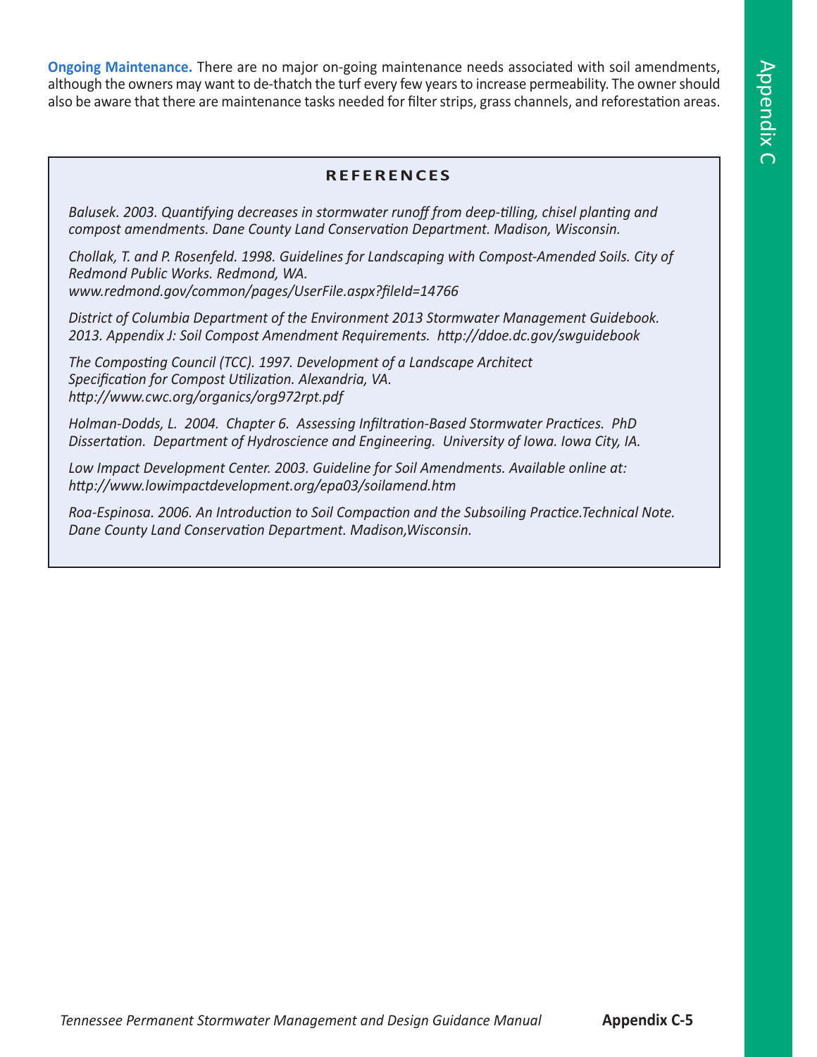**Ongoing Maintenance.** There are no major on-going maintenance needs associated with soil amendments, although the owners may want to de-thatch the turf every few years to increase permeability. The owner should also be aware that there are maintenance tasks needed for filter strips, grass channels, and reforestation areas.

## REFERENCES

*Balusek. 2003. Quantifying decreases in stormwater runoff from deep-tilling, chisel planting and compost amendments. Dane County Land Conservation Department. Madison, Wisconsin.*

*Chollak, T. and P. Rosenfeld. 1998. Guidelines for Landscaping with Compost-Amended Soils. City of Redmond Public Works. Redmond, WA. www.redmond.gov/common/pages/UserFile.aspx?fileId=14766*

*District of Columbia Department of the Environment 2013 Stormwater Management Guidebook. 2013. Appendix J: Soil Compost Amendment Requirements. http://ddoe.dc.gov/swguidebook*

*The Composting Council (TCC). 1997. Development of a Landscape Architect Specification for Compost Utilization. Alexandria, VA. http://www.cwc.org/organics/org972rpt.pdf*

*Holman-Dodds, L. 2004. Chapter 6. Assessing Infiltration-Based Stormwater Practices. PhD Dissertation. Department of Hydroscience and Engineering. University of Iowa. Iowa City, IA.*

*Low Impact Development Center. 2003. Guideline for Soil Amendments. Available online at: http://www.lowimpactdevelopment.org/epa03/soilamend.htm*

*Roa-Espinosa. 2006. An Introduction to Soil Compaction and the Subsoiling Practice.Technical Note. Dane County Land Conservation Department. Madison,Wisconsin.*